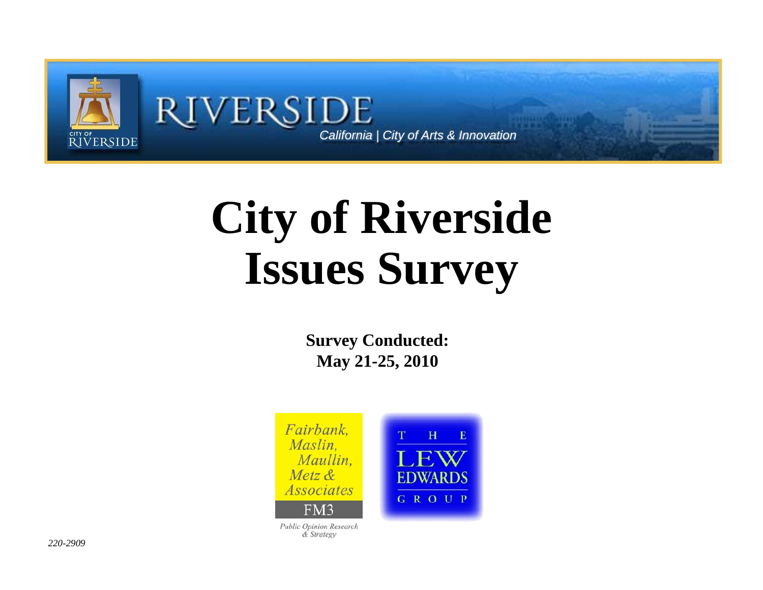RIVERSIDE

*California | City of Arts & Innovation*

# City of Riverside Issues Survey

**Survey Conducted:**
**May 21-25, 2010**

Fairbank, Maslin, Maullin, Metz & Associates
FM3
Public Opinion Research & Strategy

THE LEW EDWARDS GROUP

*220-2909*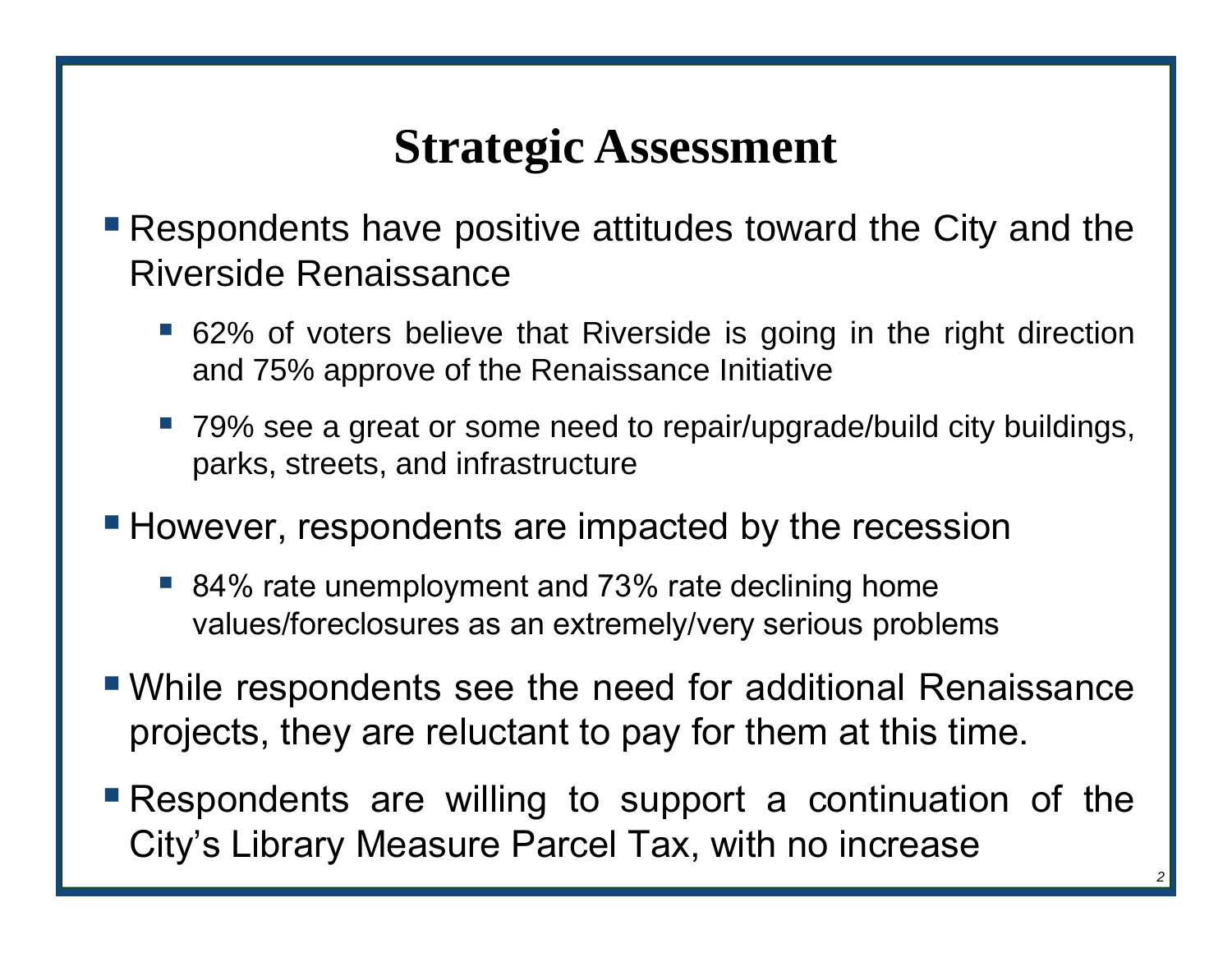# Strategic Assessment

- Respondents have positive attitudes toward the City and the Riverside Renaissance
  - 62% of voters believe that Riverside is going in the right direction and 75% approve of the Renaissance Initiative
  - 79% see a great or some need to repair/upgrade/build city buildings, parks, streets, and infrastructure
- However, respondents are impacted by the recession
  - 84% rate unemployment and 73% rate declining home values/foreclosures as an extremely/very serious problems
- While respondents see the need for additional Renaissance projects, they are reluctant to pay for them at this time.
- Respondents are willing to support a continuation of the City's Library Measure Parcel Tax, with no increase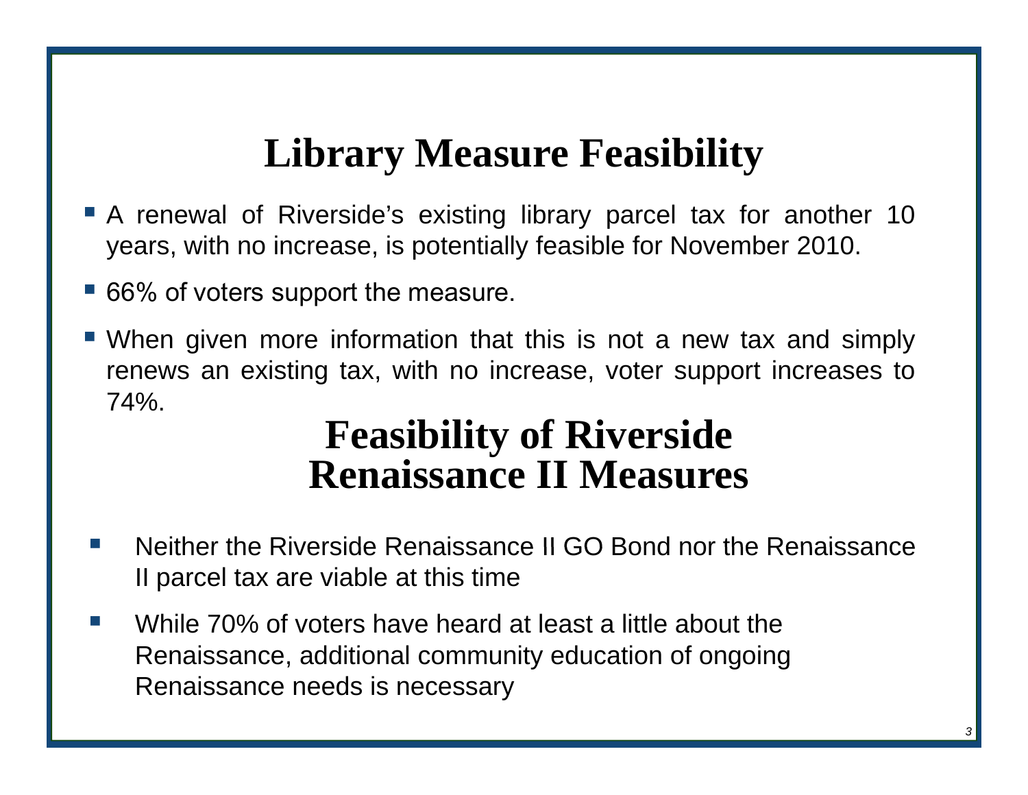# Library Measure Feasibility

- A renewal of Riverside's existing library parcel tax for another 10 years, with no increase, is potentially feasible for November 2010.
- 66% of voters support the measure.
- When given more information that this is not a new tax and simply renews an existing tax, with no increase, voter support increases to 74%.

# Feasibility of Riverside Renaissance II Measures

- Neither the Riverside Renaissance II GO Bond nor the Renaissance II parcel tax are viable at this time
- While 70% of voters have heard at least a little about the Renaissance, additional community education of ongoing Renaissance needs is necessary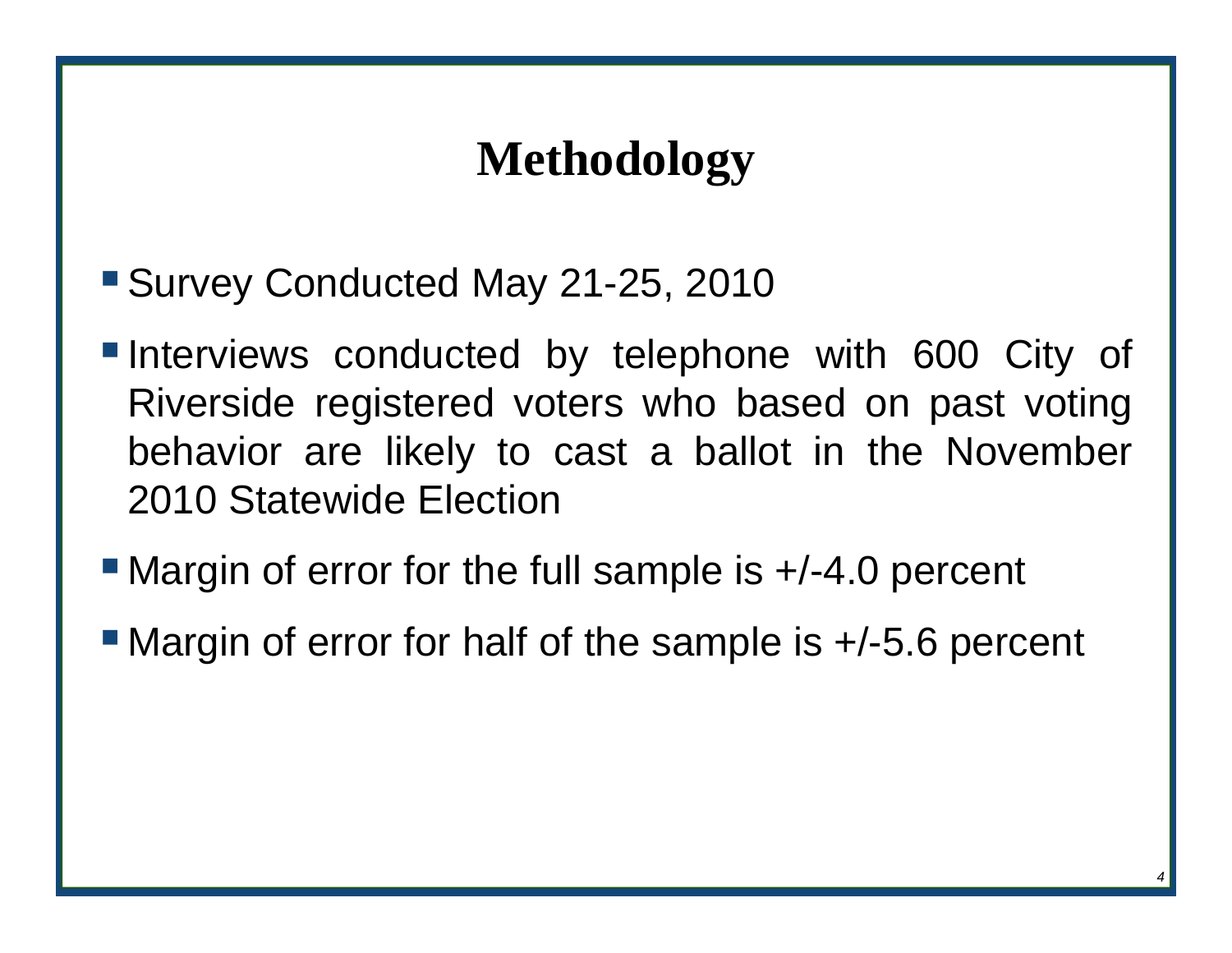# Methodology

- Survey Conducted May 21-25, 2010
- Interviews conducted by telephone with 600 City of Riverside registered voters who based on past voting behavior are likely to cast a ballot in the November 2010 Statewide Election
- Margin of error for the full sample is +/-4.0 percent
- Margin of error for half of the sample is +/-5.6 percent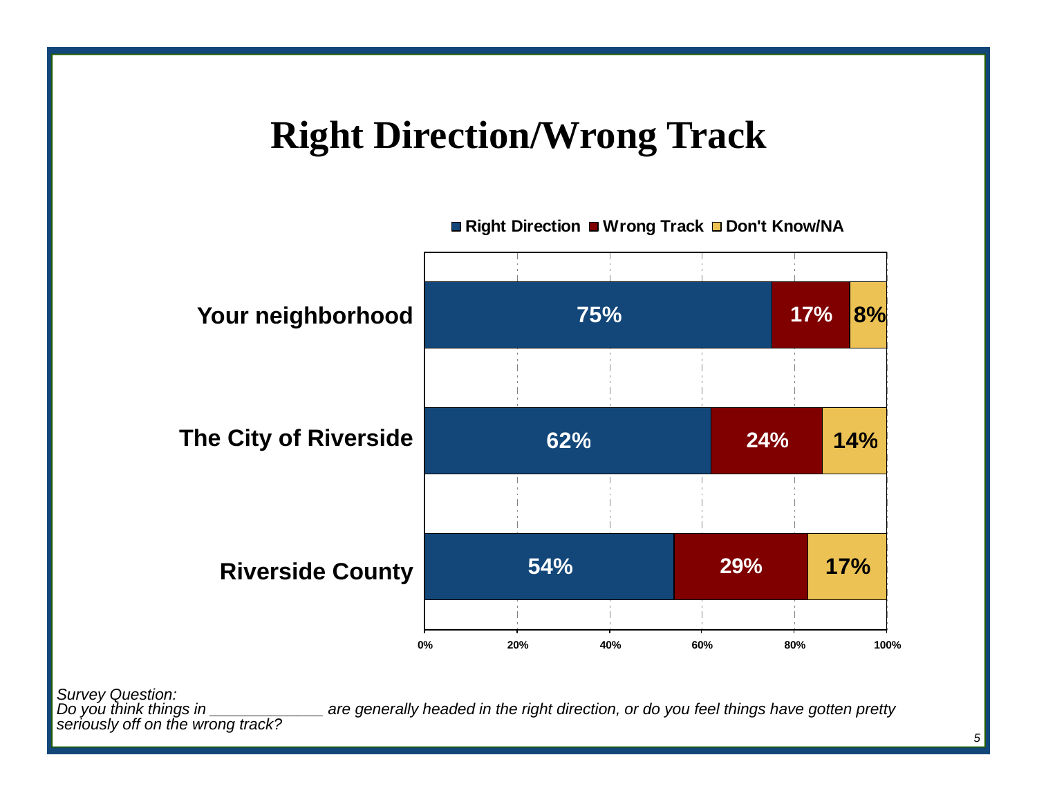# Right Direction/Wrong Track

| | Right Direction | Wrong Track | Don't Know/NA |
|---|---|---|---|
| Your neighborhood | 75% | 17% | 8% |
| The City of Riverside | 62% | 24% | 14% |
| Riverside County | 54% | 29% | 17% |

*Survey Question:*
*Do you think things in _____________ are generally headed in the right direction, or do you feel things have gotten pretty seriously off on the wrong track?*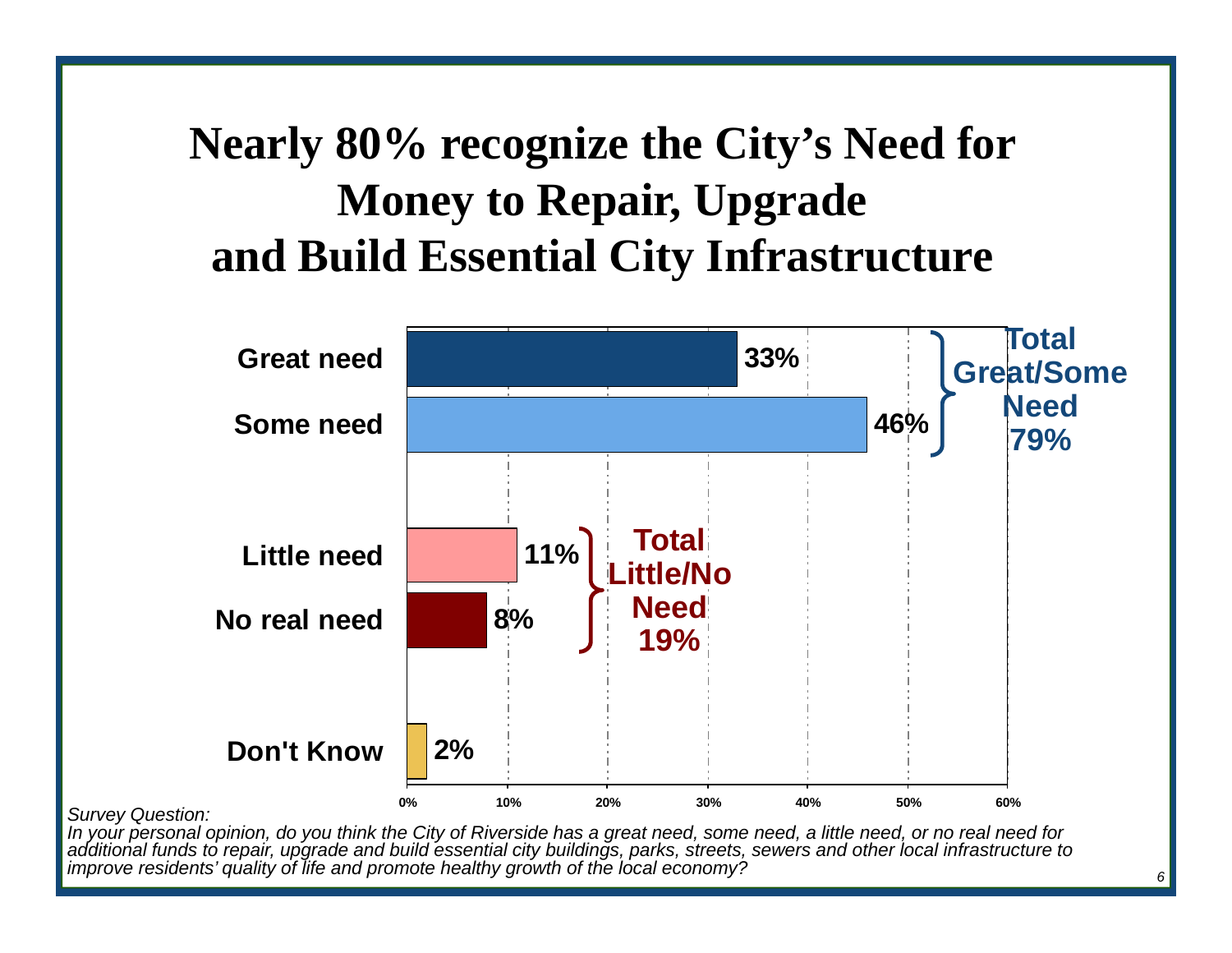# Nearly 80% recognize the City's Need for Money to Repair, Upgrade and Build Essential City Infrastructure

| Response | Percent |
|---|---|
| Great need | 33% |
| Some need | 46% |
| Little need | 11% |
| No real need | 8% |
| Don't Know | 2% |

**Total Great/Some Need 79%**

**Total Little/No Need 19%**

*Survey Question:*
*In your personal opinion, do you think the City of Riverside has a great need, some need, a little need, or no real need for additional funds to repair, upgrade and build essential city buildings, parks, streets, sewers and other local infrastructure to improve residents' quality of life and promote healthy growth of the local economy?*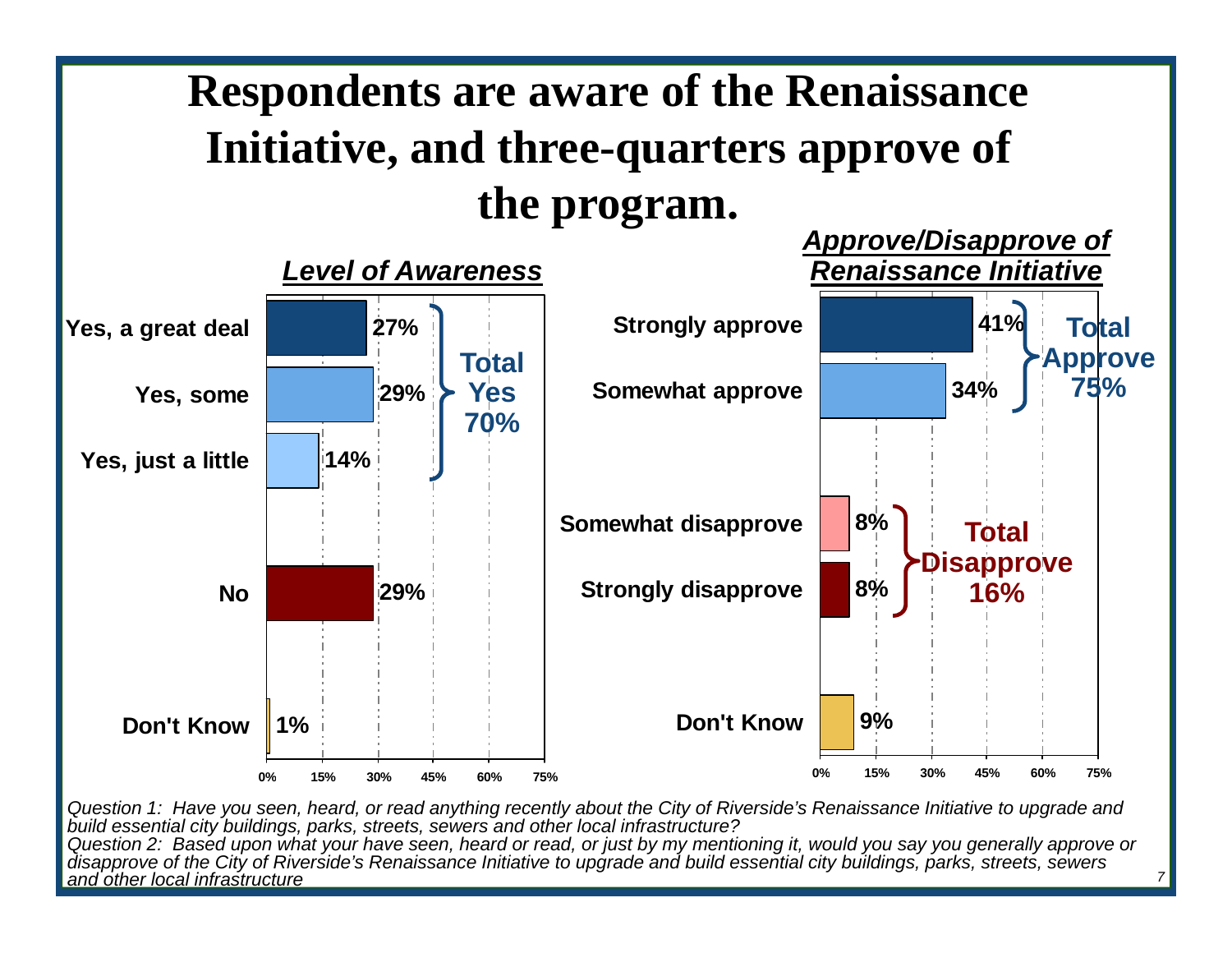# Respondents are aware of the Renaissance Initiative, and three-quarters approve of the program.

## *Level of Awareness*

| Response | Percent |
|---|---|
| Yes, a great deal | 27% |
| Yes, some | 29% |
| Yes, just a little | 14% |
| No | 29% |
| Don't Know | 1% |

**Total Yes 70%**

## *Approve/Disapprove of Renaissance Initiative*

| Response | Percent |
|---|---|
| Strongly approve | 41% |
| Somewhat approve | 34% |
| Somewhat disapprove | 8% |
| Strongly disapprove | 8% |
| Don't Know | 9% |

**Total Approve 75%**

**Total Disapprove 16%**

*Question 1: Have you seen, heard, or read anything recently about the City of Riverside's Renaissance Initiative to upgrade and build essential city buildings, parks, streets, sewers and other local infrastructure?*

*Question 2: Based upon what your have seen, heard or read, or just by my mentioning it, would you say you generally approve or disapprove of the City of Riverside's Renaissance Initiative to upgrade and build essential city buildings, parks, streets, sewers and other local infrastructure*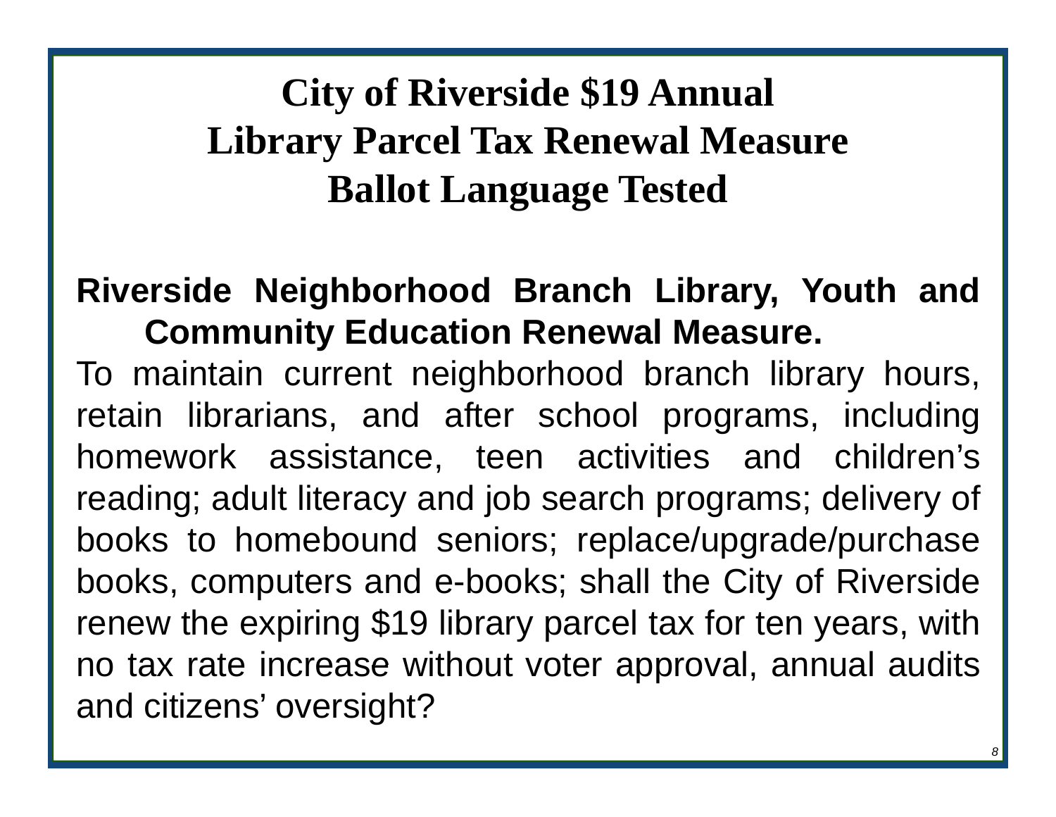# City of Riverside $19 Annual Library Parcel Tax Renewal Measure Ballot Language Tested

**Riverside Neighborhood Branch Library, Youth and Community Education Renewal Measure.**

To maintain current neighborhood branch library hours, retain librarians, and after school programs, including homework assistance, teen activities and children's reading; adult literacy and job search programs; delivery of books to homebound seniors; replace/upgrade/purchase books, computers and e-books; shall the City of Riverside renew the expiring $19 library parcel tax for ten years, with no tax rate increase without voter approval, annual audits and citizens' oversight?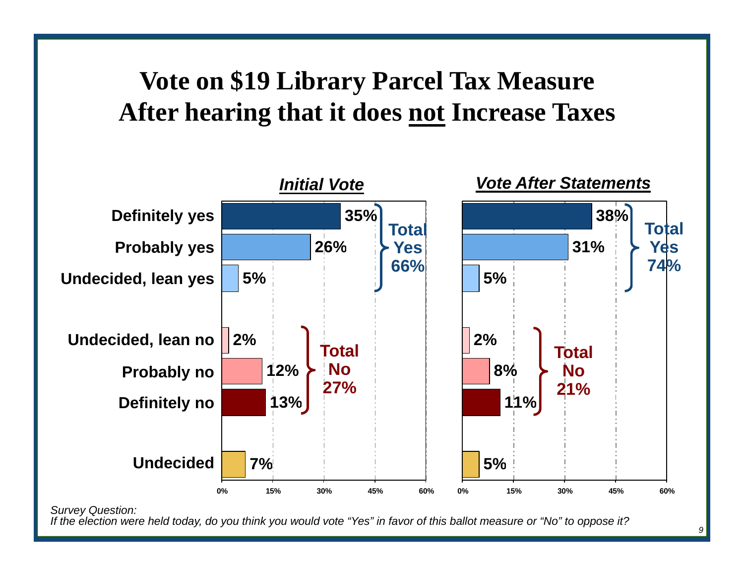# Vote on $19 Library Parcel Tax Measure After hearing that it does not Increase Taxes

| Response | Initial Vote | Vote After Statements |
|---|---|---|
| Definitely yes | 35% | 38% |
| Probably yes | 26% | 31% |
| Undecided, lean yes | 5% | 5% |
| **Total Yes** | **66%** | **74%** |
| Undecided, lean no | 2% | 2% |
| Probably no | 12% | 8% |
| Definitely no | 13% | 11% |
| **Total No** | **27%** | **21%** |
| Undecided | 7% | 5% |

*Survey Question:*
*If the election were held today, do you think you would vote "Yes" in favor of this ballot measure or "No" to oppose it?*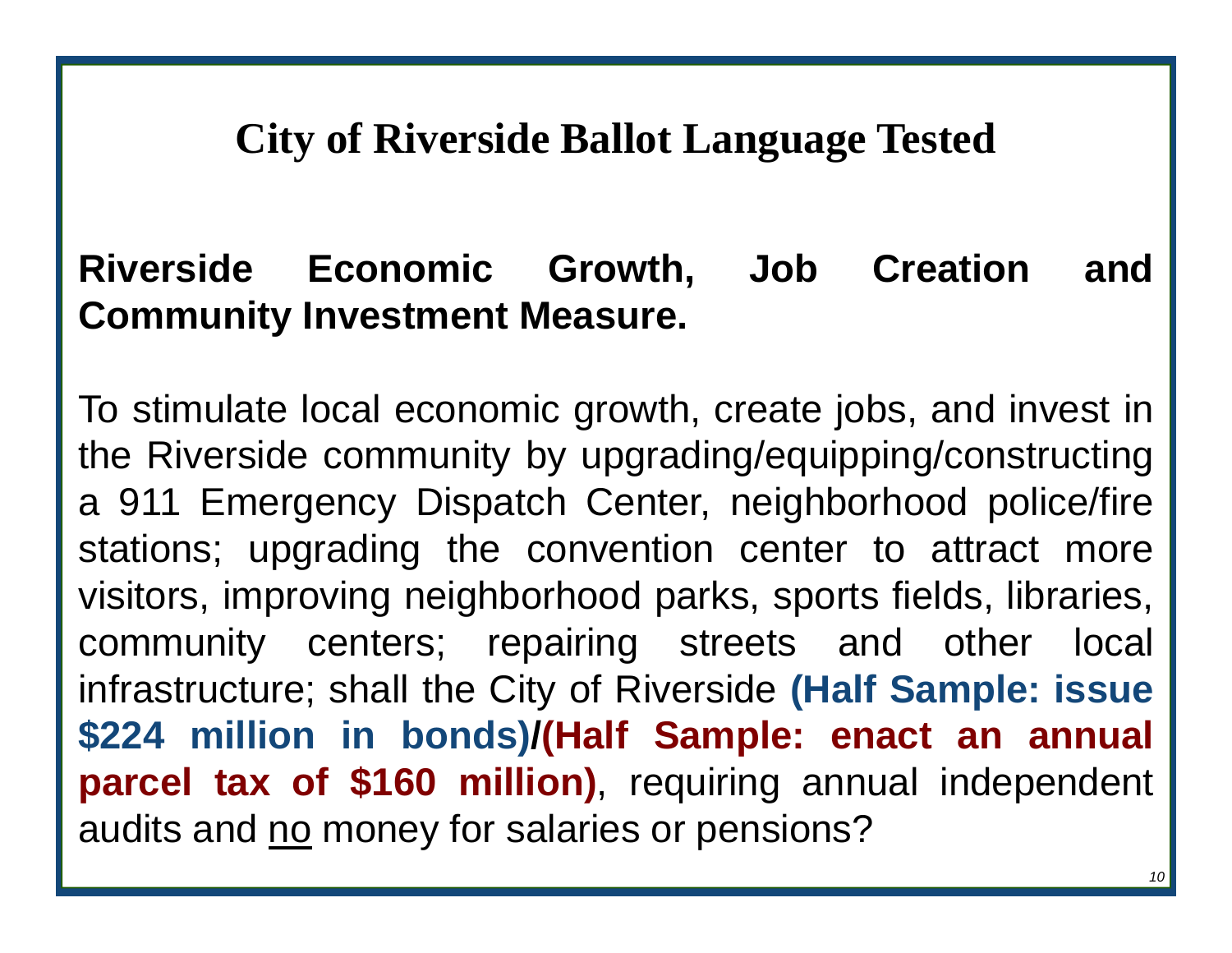# City of Riverside Ballot Language Tested

**Riverside Economic Growth, Job Creation and Community Investment Measure.**

To stimulate local economic growth, create jobs, and invest in the Riverside community by upgrading/equipping/constructing a 911 Emergency Dispatch Center, neighborhood police/fire stations; upgrading the convention center to attract more visitors, improving neighborhood parks, sports fields, libraries, community centers; repairing streets and other local infrastructure; shall the City of Riverside **(Half Sample: issue $224 million in bonds)/(Half Sample: enact an annual parcel tax of $160 million)**, requiring annual independent audits and <u>no</u> money for salaries or pensions?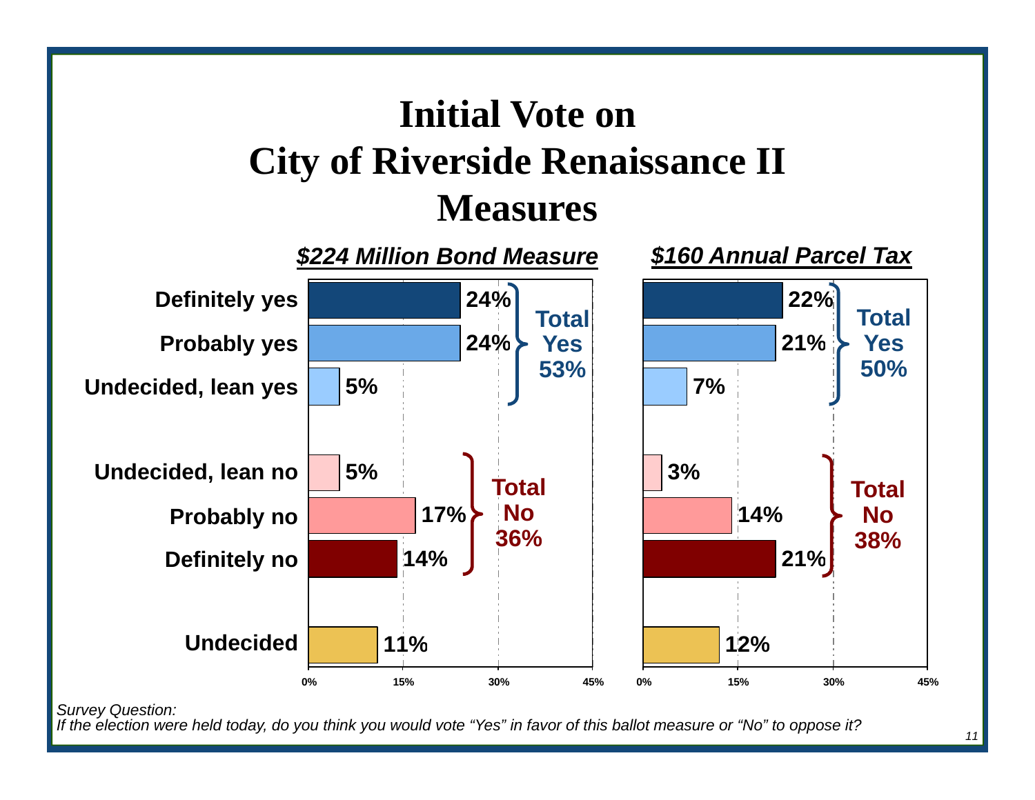# Initial Vote on City of Riverside Renaissance II Measures

| Response | $224 Million Bond Measure | $160 Annual Parcel Tax |
|---|---|---|
| Definitely yes | 24% | 22% |
| Probably yes | 24% | 21% |
| Undecided, lean yes | 5% | 7% |
| **Total Yes** | **53%** | **50%** |
| Undecided, lean no | 5% | 3% |
| Probably no | 17% | 14% |
| Definitely no | 14% | 21% |
| **Total No** | **36%** | **38%** |
| Undecided | 11% | 12% |

*Survey Question:*
*If the election were held today, do you think you would vote "Yes" in favor of this ballot measure or "No" to oppose it?*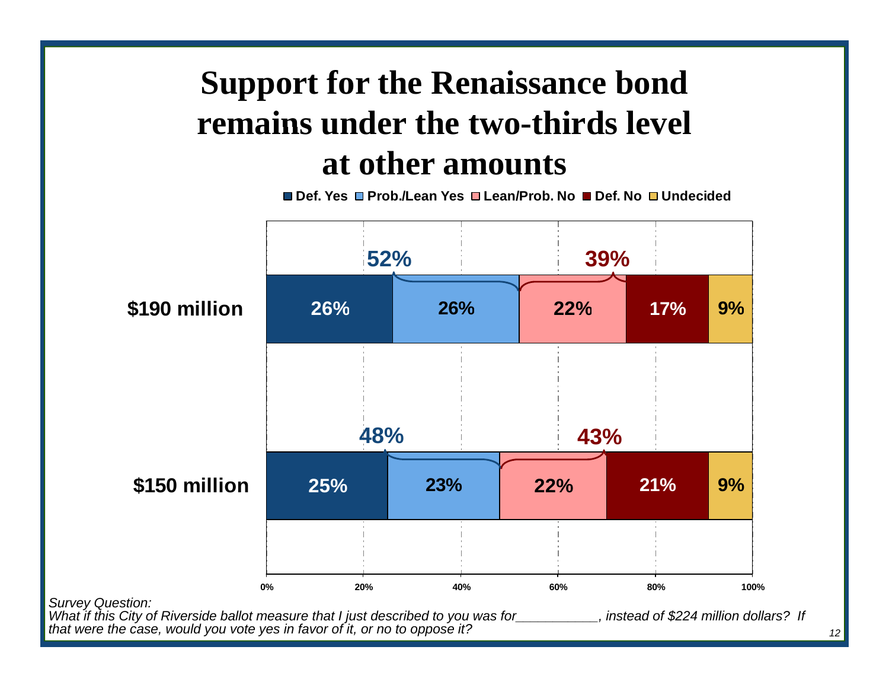# Support for the Renaissance bond remains under the two-thirds level at other amounts

| | Def. Yes | Prob./Lean Yes | Lean/Prob. No | Def. No | Undecided | Total Yes | Total No |
|---|---|---|---|---|---|---|---|
| $190 million | 26% | 26% | 22% | 17% | 9% | 52% | 39% |
| $150 million | 25% | 23% | 22% | 21% | 9% | 48% | 43% |

*Survey Question:*
*What if this City of Riverside ballot measure that I just described to you was for__________, instead of $224 million dollars? If that were the case, would you vote yes in favor of it, or no to oppose it?*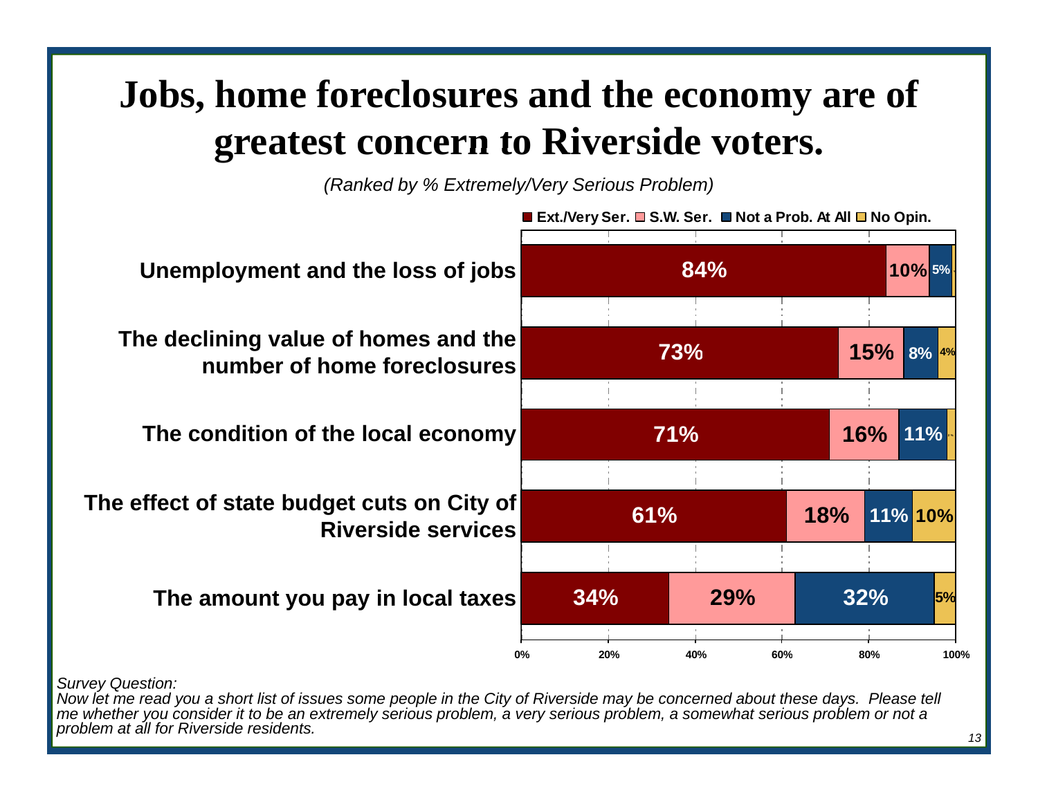# Jobs, home foreclosures and the economy are of greatest concern to Riverside voters.

*(Ranked by % Extremely/Very Serious Problem)*

| Issue | Ext./Very Ser. | S.W. Ser. | Not a Prob. At All | No Opin. |
|---|---|---|---|---|
| Unemployment and the loss of jobs | 84% | 10% | 5% | |
| The declining value of homes and the number of home foreclosures | 73% | 15% | 8% | 4% |
| The condition of the local economy | 71% | 16% | 11% | |
| The effect of state budget cuts on City of Riverside services | 61% | 18% | 11% | 10% |
| The amount you pay in local taxes | 34% | 29% | 32% | 5% |

*Survey Question:*
*Now let me read you a short list of issues some people in the City of Riverside may be concerned about these days. Please tell me whether you consider it to be an extremely serious problem, a very serious problem, a somewhat serious problem or not a problem at all for Riverside residents.*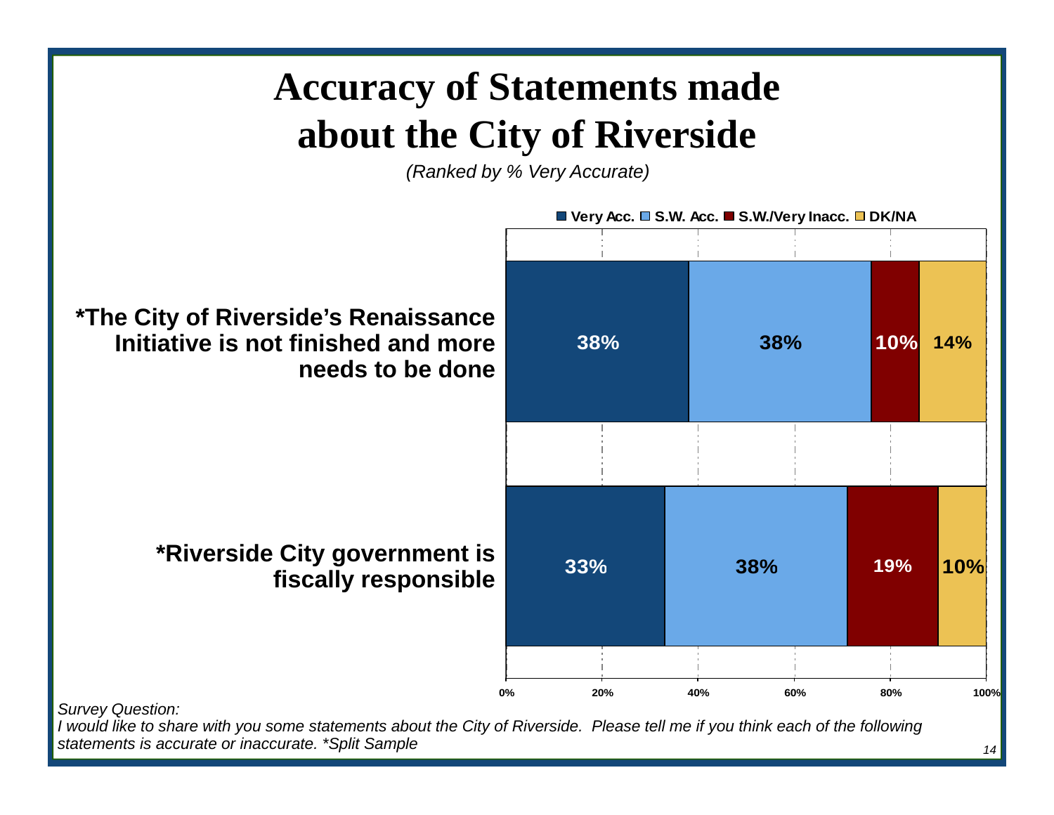# Accuracy of Statements made about the City of Riverside

*(Ranked by % Very Accurate)*

| Statement | Very Acc. | S.W. Acc. | S.W./Very Inacc. | DK/NA |
|---|---|---|---|---|
| *The City of Riverside's Renaissance Initiative is not finished and more needs to be done | 38% | 38% | 10% | 14% |
| *Riverside City government is fiscally responsible | 33% | 38% | 19% | 10% |

*Survey Question:*
*I would like to share with you some statements about the City of Riverside. Please tell me if you think each of the following statements is accurate or inaccurate. *Split Sample*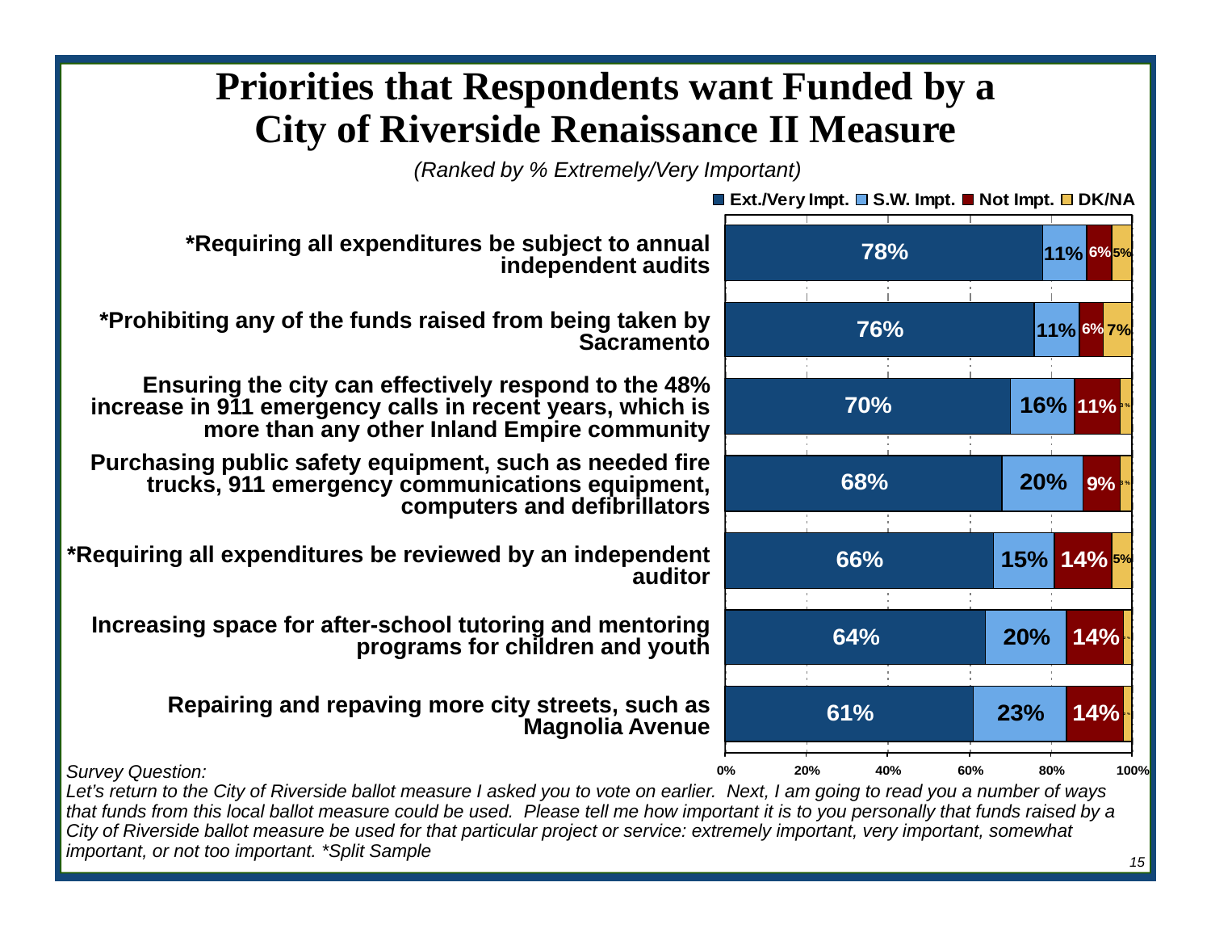# Priorities that Respondents want Funded by a City of Riverside Renaissance II Measure

*(Ranked by % Extremely/Very Important)*

| | Ext./Very Impt. | S.W. Impt. | Not Impt. | DK/NA |
|---|---|---|---|---|
| *Requiring all expenditures be subject to annual independent audits | 78% | 11% | 6% | 5% |
| *Prohibiting any of the funds raised from being taken by Sacramento | 76% | 11% | 6% | 7% |
| Ensuring the city can effectively respond to the 48% increase in 911 emergency calls in recent years, which is more than any other Inland Empire community | 70% | 16% | 11% | 3% |
| Purchasing public safety equipment, such as needed fire trucks, 911 emergency communications equipment, computers and defibrillators | 68% | 20% | 9% | 3% |
| *Requiring all expenditures be reviewed by an independent auditor | 66% | 15% | 14% | 5% |
| Increasing space for after-school tutoring and mentoring programs for children and youth | 64% | 20% | 14% | 2% |
| Repairing and repaving more city streets, such as Magnolia Avenue | 61% | 23% | 14% | 2% |

*Survey Question:*
*Let's return to the City of Riverside ballot measure I asked you to vote on earlier. Next, I am going to read you a number of ways that funds from this local ballot measure could be used. Please tell me how important it is to you personally that funds raised by a City of Riverside ballot measure be used for that particular project or service: extremely important, very important, somewhat important, or not too important. *Split Sample*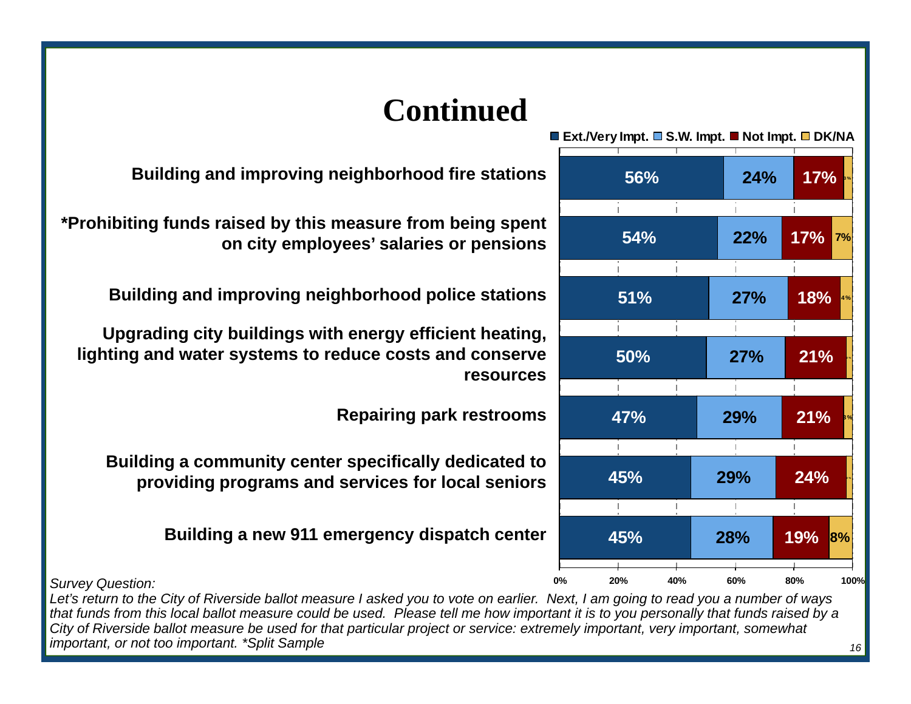# Continued

| | Ext./Very Impt. | S.W. Impt. | Not Impt. | DK/NA |
|---|---|---|---|---|
| Building and improving neighborhood fire stations | 56% | 24% | 17% | 3% |
| *Prohibiting funds raised by this measure from being spent on city employees' salaries or pensions | 54% | 22% | 17% | 7% |
| Building and improving neighborhood police stations | 51% | 27% | 18% | 4% |
| Upgrading city buildings with energy efficient heating, lighting and water systems to reduce costs and conserve resources | 50% | 27% | 21% | |
| Repairing park restrooms | 47% | 29% | 21% | 3% |
| Building a community center specifically dedicated to providing programs and services for local seniors | 45% | 29% | 24% | |
| Building a new 911 emergency dispatch center | 45% | 28% | 19% | 8% |

*Survey Question:*

*Let's return to the City of Riverside ballot measure I asked you to vote on earlier. Next, I am going to read you a number of ways that funds from this local ballot measure could be used. Please tell me how important it is to you personally that funds raised by a City of Riverside ballot measure be used for that particular project or service: extremely important, very important, somewhat important, or not too important. *Split Sample*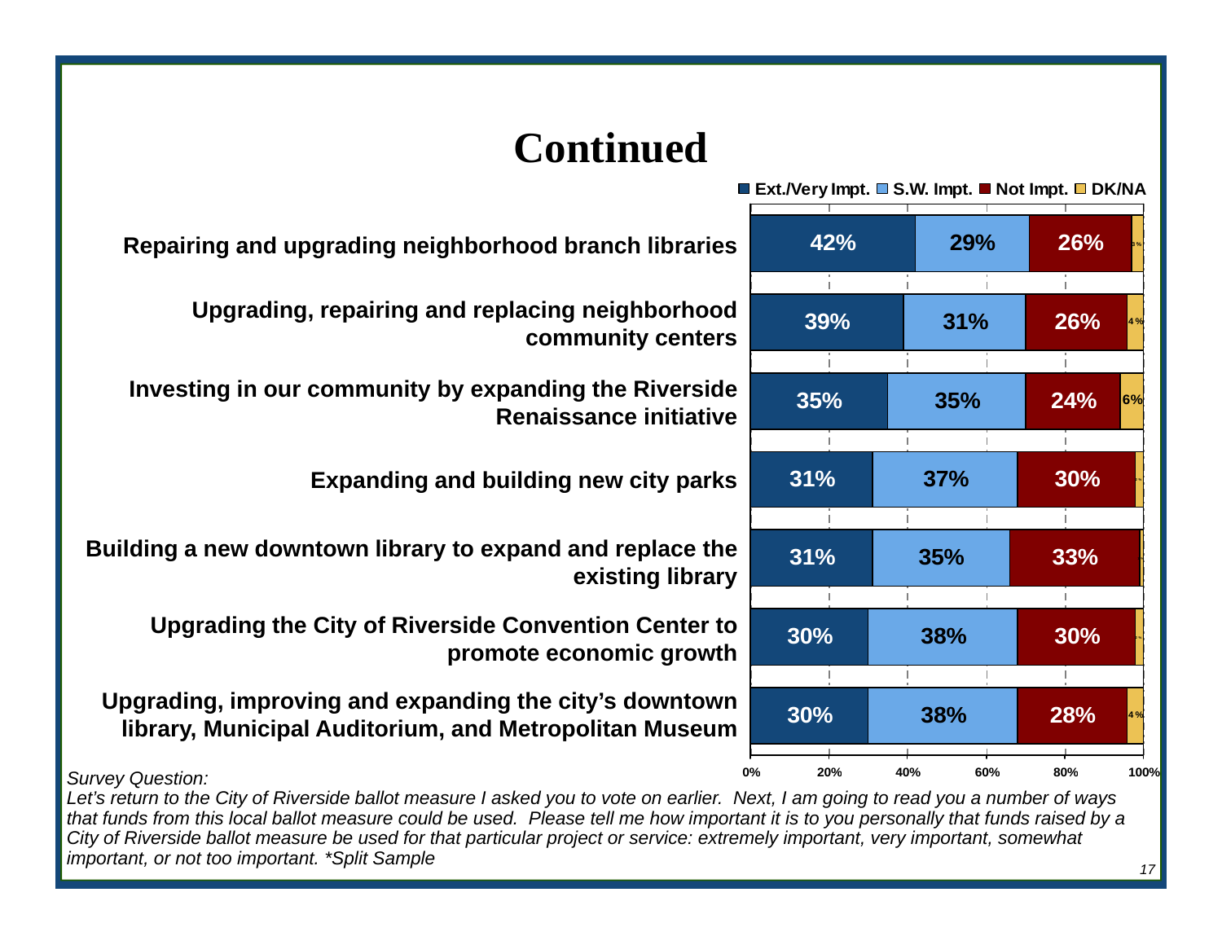# Continued

| | Ext./Very Impt. | S.W. Impt. | Not Impt. | DK/NA |
|---|---|---|---|---|
| Repairing and upgrading neighborhood branch libraries | 42% | 29% | 26% | 3% |
| Upgrading, repairing and replacing neighborhood community centers | 39% | 31% | 26% | 4% |
| Investing in our community by expanding the Riverside Renaissance initiative | 35% | 35% | 24% | 6% |
| Expanding and building new city parks | 31% | 37% | 30% | 2% |
| Building a new downtown library to expand and replace the existing library | 31% | 35% | 33% | |
| Upgrading the City of Riverside Convention Center to promote economic growth | 30% | 38% | 30% | 2% |
| Upgrading, improving and expanding the city's downtown library, Municipal Auditorium, and Metropolitan Museum | 30% | 38% | 28% | 4% |

*Survey Question:*
*Let's return to the City of Riverside ballot measure I asked you to vote on earlier. Next, I am going to read you a number of ways that funds from this local ballot measure could be used. Please tell me how important it is to you personally that funds raised by a City of Riverside ballot measure be used for that particular project or service: extremely important, very important, somewhat important, or not too important. *Split Sample*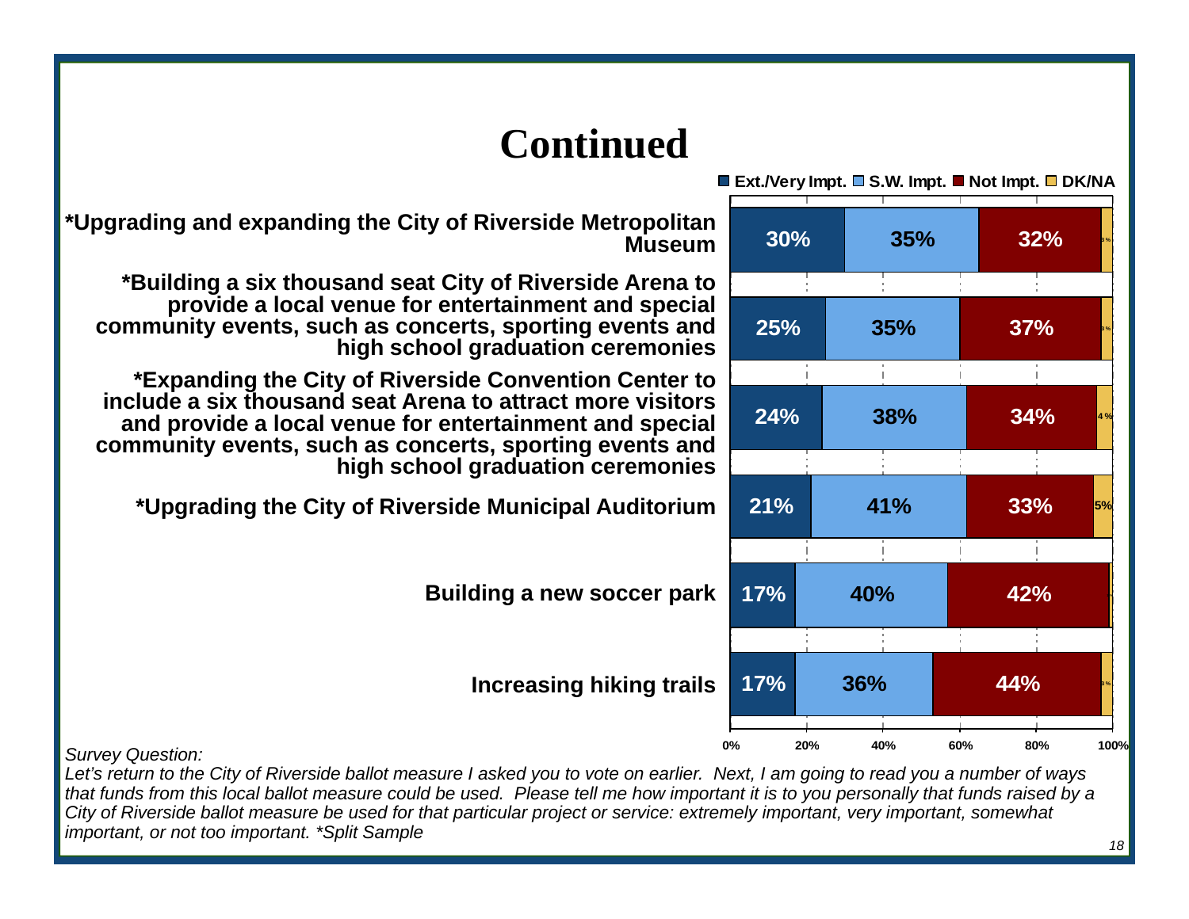# Continued

| | Ext./Very Impt. | S.W. Impt. | Not Impt. | DK/NA |
|---|---|---|---|---|
| *Upgrading and expanding the City of Riverside Metropolitan Museum | 30% | 35% | 32% | 3% |
| *Building a six thousand seat City of Riverside Arena to provide a local venue for entertainment and special community events, such as concerts, sporting events and high school graduation ceremonies | 25% | 35% | 37% | 3% |
| *Expanding the City of Riverside Convention Center to include a six thousand seat Arena to attract more visitors and provide a local venue for entertainment and special community events, such as concerts, sporting events and high school graduation ceremonies | 24% | 38% | 34% | 4% |
| *Upgrading the City of Riverside Municipal Auditorium | 21% | 41% | 33% | 5% |
| Building a new soccer park | 17% | 40% | 42% | |
| Increasing hiking trails | 17% | 36% | 44% | 3% |

*Survey Question:*
*Let's return to the City of Riverside ballot measure I asked you to vote on earlier. Next, I am going to read you a number of ways that funds from this local ballot measure could be used. Please tell me how important it is to you personally that funds raised by a City of Riverside ballot measure be used for that particular project or service: extremely important, very important, somewhat important, or not too important. *Split Sample*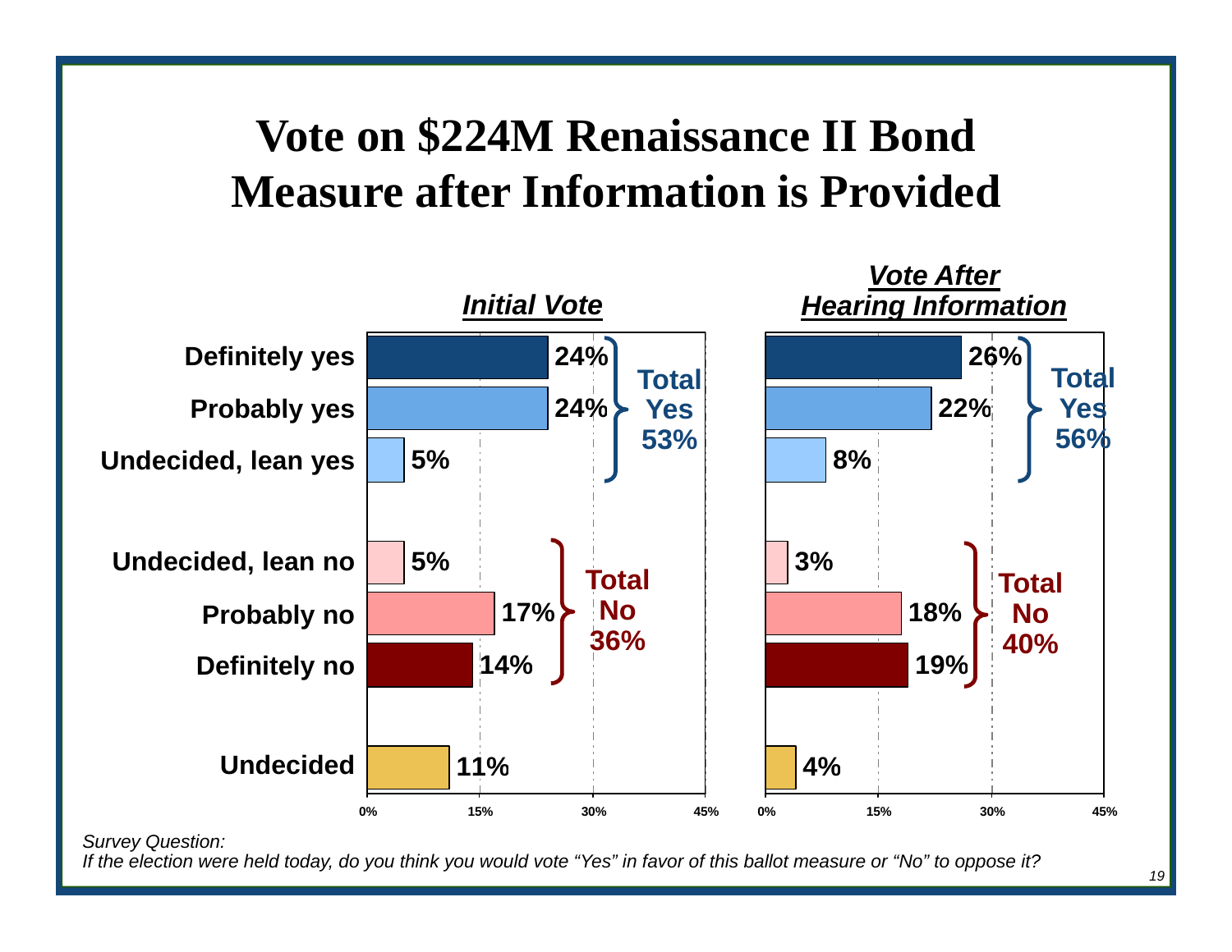# Vote on $224M Renaissance II Bond Measure after Information is Provided

| | *Initial Vote* | *Vote After Hearing Information* |
|---|---|---|
| Definitely yes | 24% | 26% |
| Probably yes | 24% | 22% |
| Undecided, lean yes | 5% | 8% |
| **Total Yes** | **53%** | **56%** |
| Undecided, lean no | 5% | 3% |
| Probably no | 17% | 18% |
| Definitely no | 14% | 19% |
| **Total No** | **36%** | **40%** |
| Undecided | 11% | 4% |

*Survey Question:*
*If the election were held today, do you think you would vote "Yes" in favor of this ballot measure or "No" to oppose it?*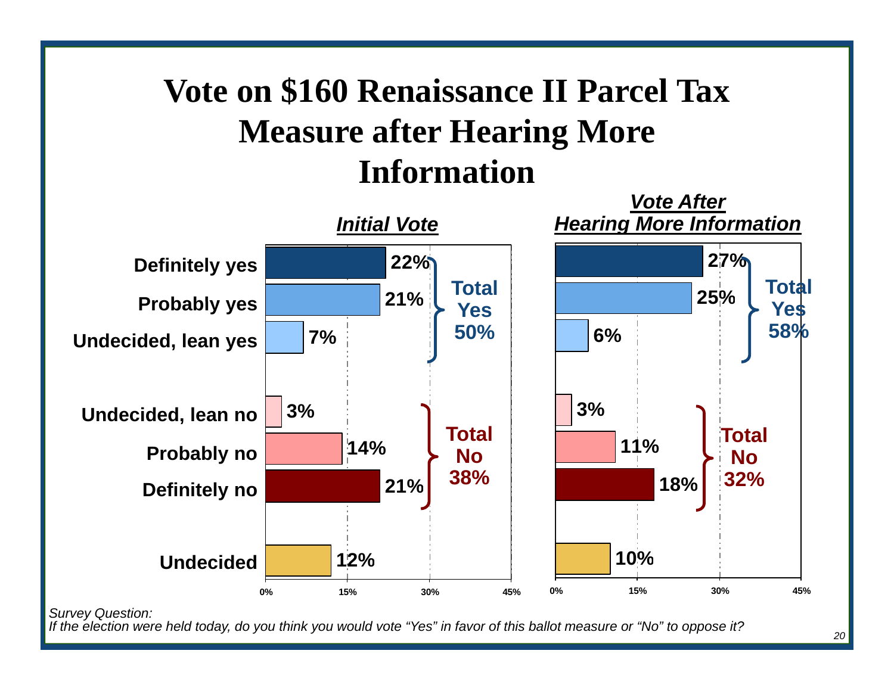# Vote on $160 Renaissance II Parcel Tax Measure after Hearing More Information

| | *Initial Vote* | *Vote After Hearing More Information* |
|---|---|---|
| Definitely yes | 22% | 27% |
| Probably yes | 21% | 25% |
| Undecided, lean yes | 7% | 6% |
| **Total Yes** | **50%** | **58%** |
| Undecided, lean no | 3% | 3% |
| Probably no | 14% | 11% |
| Definitely no | 21% | 18% |
| **Total No** | **38%** | **32%** |
| Undecided | 12% | 10% |

*Survey Question:*
*If the election were held today, do you think you would vote "Yes" in favor of this ballot measure or "No" to oppose it?*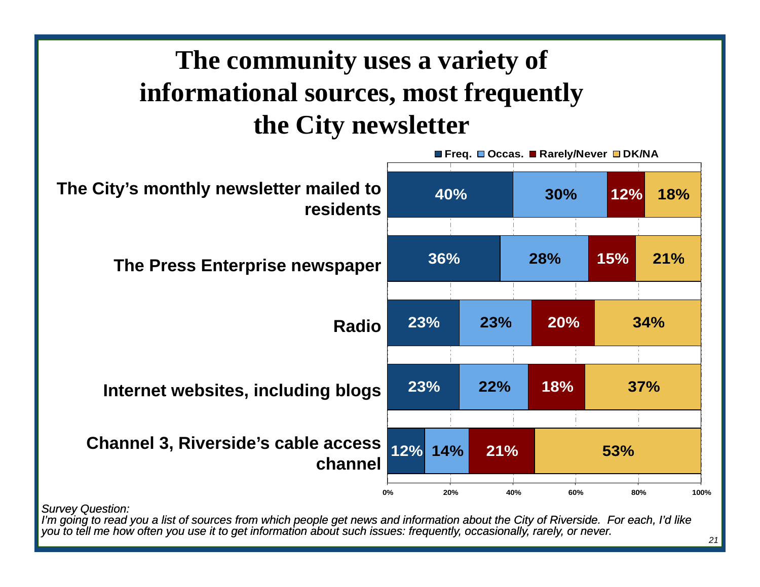# The community uses a variety of informational sources, most frequently the City newsletter

| | Freq. | Occas. | Rarely/Never | DK/NA |
|---|---|---|---|---|
| The City's monthly newsletter mailed to residents | 40% | 30% | 12% | 18% |
| The Press Enterprise newspaper | 36% | 28% | 15% | 21% |
| Radio | 23% | 23% | 20% | 34% |
| Internet websites, including blogs | 23% | 22% | 18% | 37% |
| Channel 3, Riverside's cable access channel | 12% | 14% | 21% | 53% |

*Survey Question:*
*I'm going to read you a list of sources from which people get news and information about the City of Riverside. For each, I'd like you to tell me how often you use it to get information about such issues: frequently, occasionally, rarely, or never.*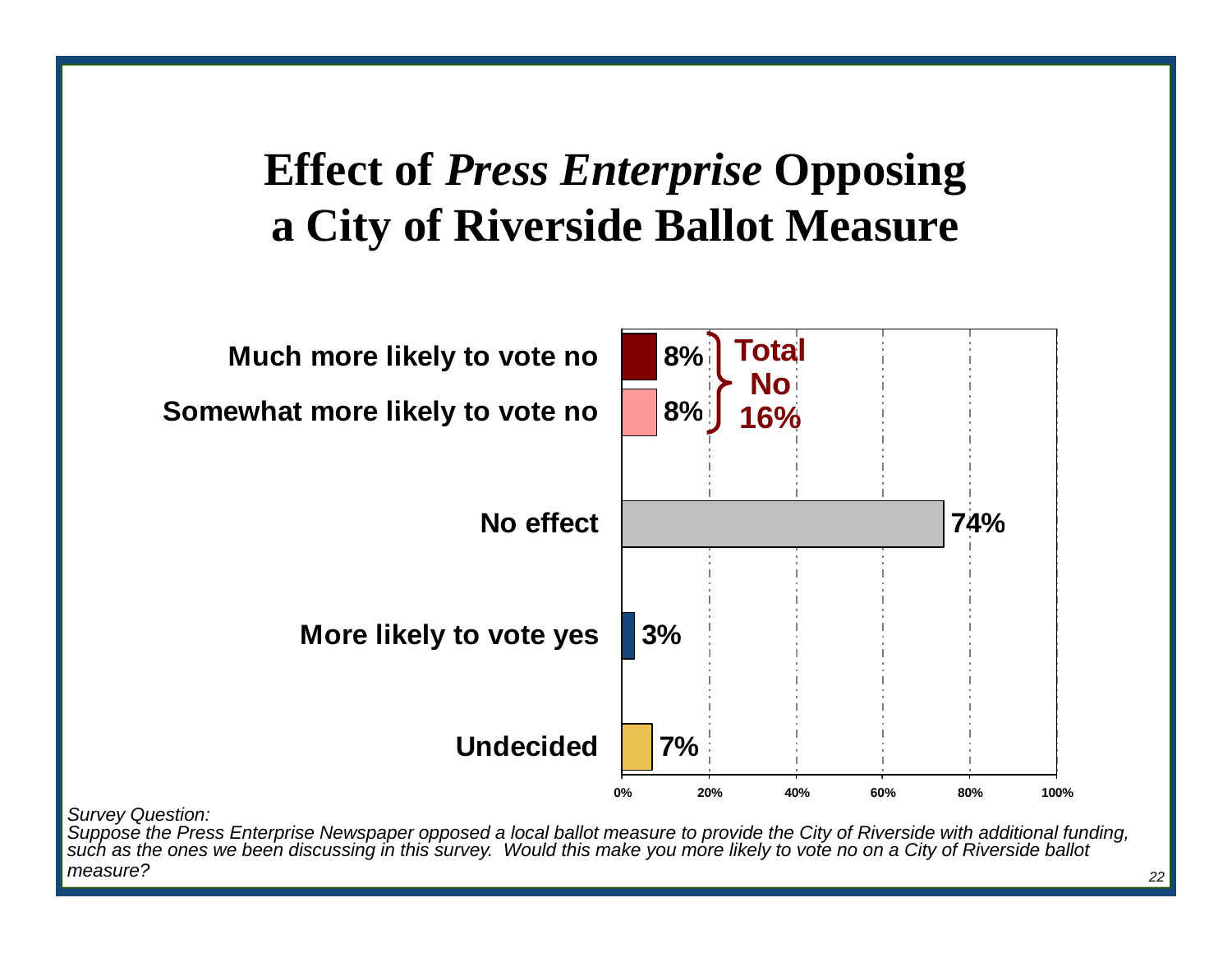# Effect of *Press Enterprise* Opposing a City of Riverside Ballot Measure

| Response | Percent |
|---|---|
| Much more likely to vote no | 8% |
| Somewhat more likely to vote no | 8% |
| No effect | 74% |
| More likely to vote yes | 3% |
| Undecided | 7% |

Total No 16%

*Survey Question:*
*Suppose the Press Enterprise Newspaper opposed a local ballot measure to provide the City of Riverside with additional funding, such as the ones we been discussing in this survey. Would this make you more likely to vote no on a City of Riverside ballot measure?*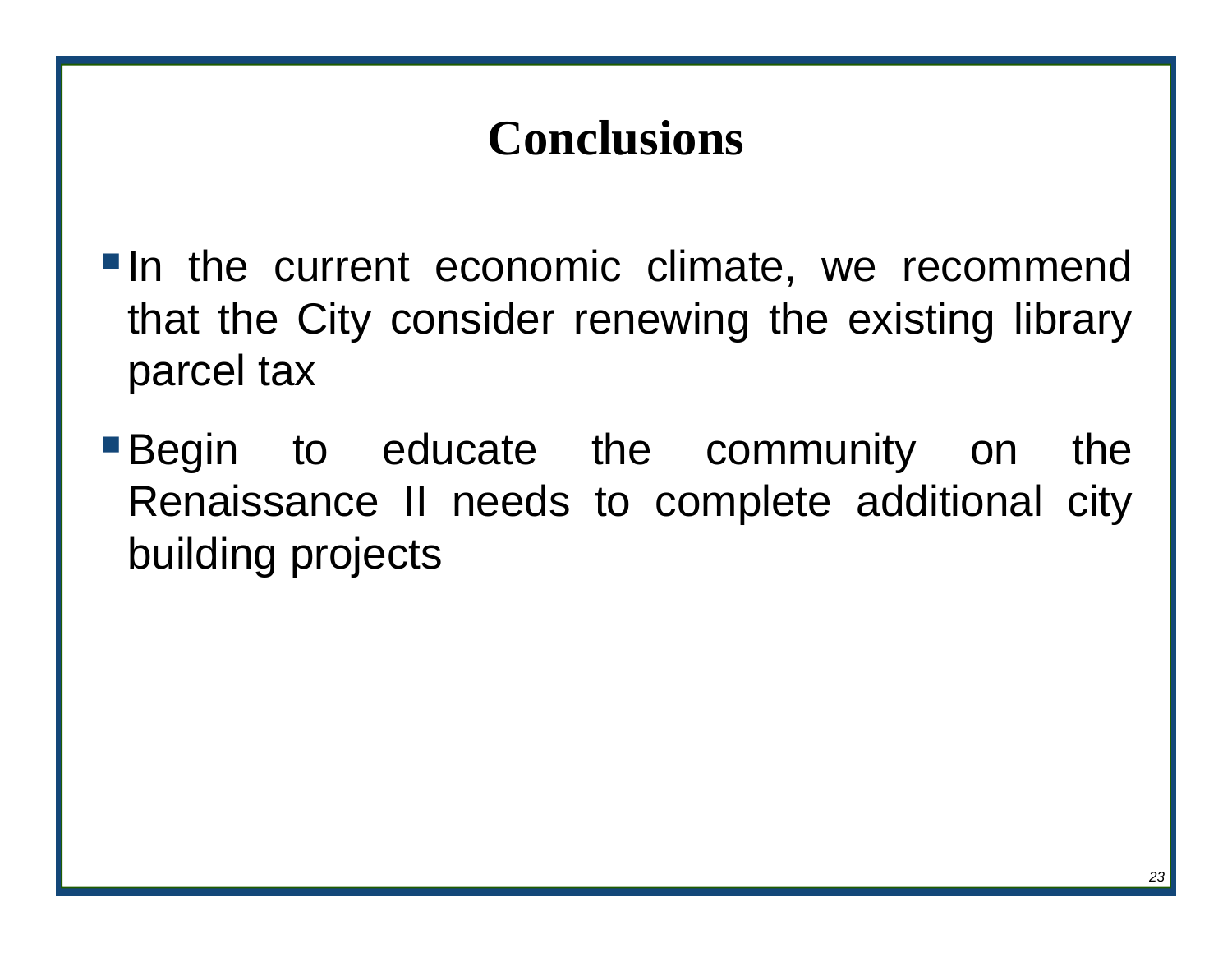# Conclusions

- In the current economic climate, we recommend that the City consider renewing the existing library parcel tax
- Begin to educate the community on the Renaissance II needs to complete additional city building projects